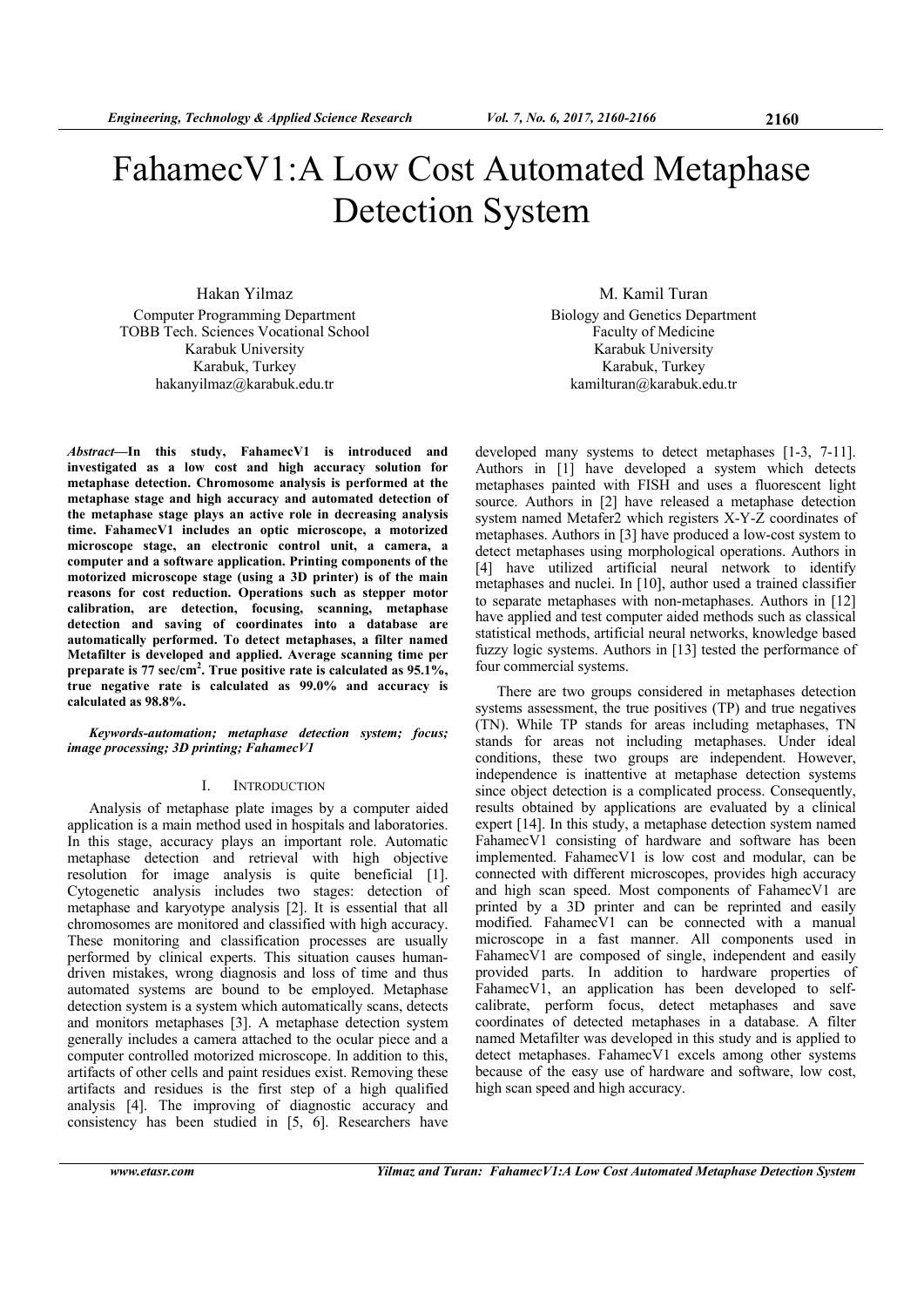# FahamecV1:A Low Cost Automated Metaphase Detection System

Hakan Yilmaz
Computer Programming Department
TOBB Tech. Sciences Vocational School
Karabuk University
Karabuk, Turkey
hakanyilmaz@karabuk.edu.tr

M. Kamil Turan
Biology and Genetics Department
Faculty of Medicine
Karabuk University
Karabuk, Turkey
kamilturan@karabuk.edu.tr

***Abstract*—In this study, FahamecV1 is introduced and investigated as a low cost and high accuracy solution for metaphase detection. Chromosome analysis is performed at the metaphase stage and high accuracy and automated detection of the metaphase stage plays an active role in decreasing analysis time. FahamecV1 includes an optic microscope, a motorized microscope stage, an electronic control unit, a camera, a computer and a software application. Printing components of the motorized microscope stage (using a 3D printer) is of the main reasons for cost reduction. Operations such as stepper motor calibration, are detection, focusing, scanning, metaphase detection and saving of coordinates into a database are automatically performed. To detect metaphases, a filter named Metafilter is developed and applied. Average scanning time per preparate is 77 sec/cm$^2$. True positive rate is calculated as 95.1%, true negative rate is calculated as 99.0% and accuracy is calculated as 98.8%.**

***Keywords-automation; metaphase detection system; focus; image processing; 3D printing; FahamecV1***

## I. Introduction

Analysis of metaphase plate images by a computer aided application is a main method used in hospitals and laboratories. In this stage, accuracy plays an important role. Automatic metaphase detection and retrieval with high objective resolution for image analysis is quite beneficial [1]. Cytogenetic analysis includes two stages: detection of metaphase and karyotype analysis [2]. It is essential that all chromosomes are monitored and classified with high accuracy. These monitoring and classification processes are usually performed by clinical experts. This situation causes human-driven mistakes, wrong diagnosis and loss of time and thus automated systems are bound to be employed. Metaphase detection system is a system which automatically scans, detects and monitors metaphases [3]. A metaphase detection system generally includes a camera attached to the ocular piece and a computer controlled motorized microscope. In addition to this, artifacts of other cells and paint residues exist. Removing these artifacts and residues is the first step of a high qualified analysis [4]. The improving of diagnostic accuracy and consistency has been studied in [5, 6]. Researchers have developed many systems to detect metaphases [1-3, 7-11]. Authors in [1] have developed a system which detects metaphases painted with FISH and uses a fluorescent light source. Authors in [2] have released a metaphase detection system named Metafer2 which registers X-Y-Z coordinates of metaphases. Authors in [3] have produced a low-cost system to detect metaphases using morphological operations. Authors in [4] have utilized artificial neural network to identify metaphases and nuclei. In [10], author used a trained classifier to separate metaphases with non-metaphases. Authors in [12] have applied and test computer aided methods such as classical statistical methods, artificial neural networks, knowledge based fuzzy logic systems. Authors in [13] tested the performance of four commercial systems.

There are two groups considered in metaphases detection systems assessment, the true positives (TP) and true negatives (TN). While TP stands for areas including metaphases, TN stands for areas not including metaphases. Under ideal conditions, these two groups are independent. However, independence is inattentive at metaphase detection systems since object detection is a complicated process. Consequently, results obtained by applications are evaluated by a clinical expert [14]. In this study, a metaphase detection system named FahamecV1 consisting of hardware and software has been implemented. FahamecV1 is low cost and modular, can be connected with different microscopes, provides high accuracy and high scan speed. Most components of FahamecV1 are printed by a 3D printer and can be reprinted and easily modified. FahamecV1 can be connected with a manual microscope in a fast manner. All components used in FahamecV1 are composed of single, independent and easily provided parts. In addition to hardware properties of FahamecV1, an application has been developed to self-calibrate, perform focus, detect metaphases and save coordinates of detected metaphases in a database. A filter named Metafilter was developed in this study and is applied to detect metaphases. FahamecV1 excels among other systems because of the easy use of hardware and software, low cost, high scan speed and high accuracy.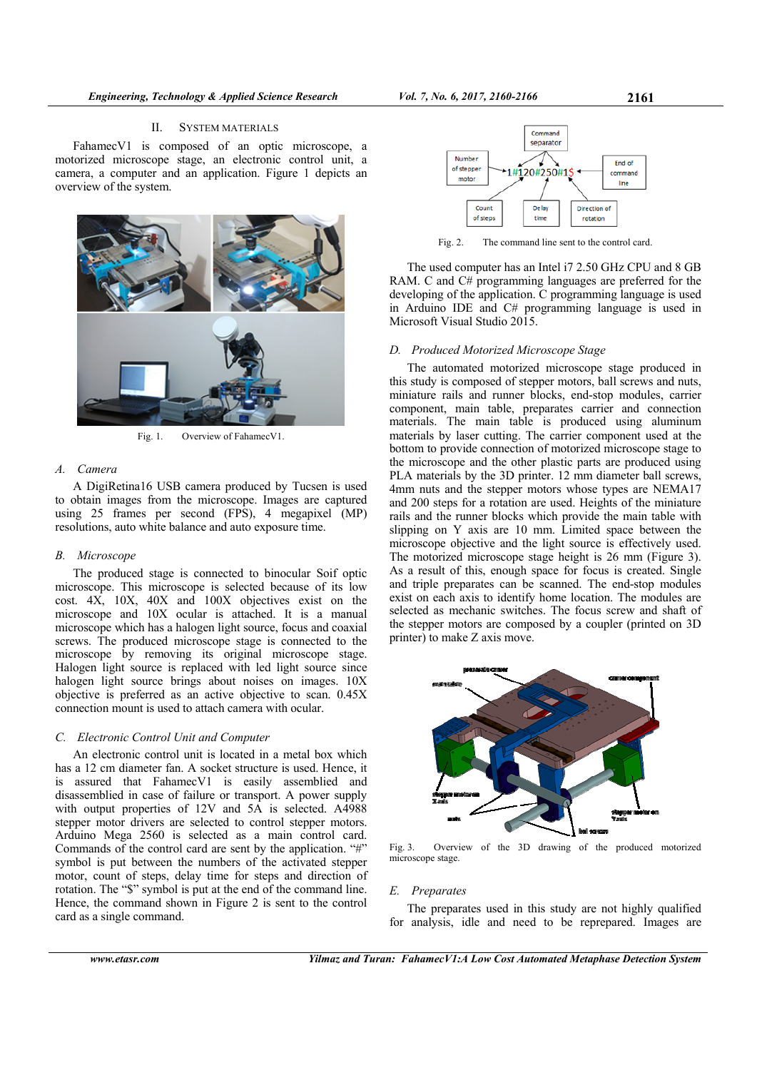## II. SYSTEM MATERIALS

FahamecV1 is composed of an optic microscope, a motorized microscope stage, an electronic control unit, a camera, a computer and an application. Figure 1 depicts an overview of the system.

Fig. 1. Overview of FahamecV1.

### A. Camera

A DigiRetina16 USB camera produced by Tucsen is used to obtain images from the microscope. Images are captured using 25 frames per second (FPS), 4 megapixel (MP) resolutions, auto white balance and auto exposure time.

### B. Microscope

The produced stage is connected to binocular Soif optic microscope. This microscope is selected because of its low cost. 4X, 10X, 40X and 100X objectives exist on the microscope and 10X ocular is attached. It is a manual microscope which has a halogen light source, focus and coaxial screws. The produced microscope stage is connected to the microscope by removing its original microscope stage. Halogen light source is replaced with led light source since halogen light source brings about noises on images. 10X objective is preferred as an active objective to scan. 0.45X connection mount is used to attach camera with ocular.

### C. Electronic Control Unit and Computer

An electronic control unit is located in a metal box which has a 12 cm diameter fan. A socket structure is used. Hence, it is assured that FahamecV1 is easily assembled and disassemblied in case of failure or transport. A power supply with output properties of 12V and 5A is selected. A4988 stepper motor drivers are selected to control stepper motors. Arduino Mega 2560 is selected as a main control card. Commands of the control card are sent by the application. "#" symbol is put between the numbers of the activated stepper motor, count of steps, delay time for steps and direction of rotation. The "$" symbol is put at the end of the command line. Hence, the command shown in Figure 2 is sent to the control card as a single command.

Fig. 2. The command line sent to the control card.

The used computer has an Intel i7 2.50 GHz CPU and 8 GB RAM. C and C# programming languages are preferred for the developing of the application. C programming language is used in Arduino IDE and C# programming language is used in Microsoft Visual Studio 2015.

### D. Produced Motorized Microscope Stage

The automated motorized microscope stage produced in this study is composed of stepper motors, ball screws and nuts, miniature rails and runner blocks, end-stop modules, carrier component, main table, preparates carrier and connection materials. The main table is produced using aluminum materials by laser cutting. The carrier component used at the bottom to provide connection of motorized microscope stage to the microscope and the other plastic parts are produced using PLA materials by the 3D printer. 12 mm diameter ball screws, 4mm nuts and the stepper motors whose types are NEMA17 and 200 steps for a rotation are used. Heights of the miniature rails and the runner blocks which provide the main table with slipping on Y axis are 10 mm. Limited space between the microscope objective and the light source is effectively used. The motorized microscope stage height is 26 mm (Figure 3). As a result of this, enough space for focus is created. Single and triple preparates can be scanned. The end-stop modules exist on each axis to identify home location. The modules are selected as mechanic switches. The focus screw and shaft of the stepper motors are composed by a coupler (printed on 3D printer) to make Z axis move.

Fig. 3. Overview of the 3D drawing of the produced motorized microscope stage.

### E. Preparates

The preparates used in this study are not highly qualified for analysis, idle and need to be reprepared. Images are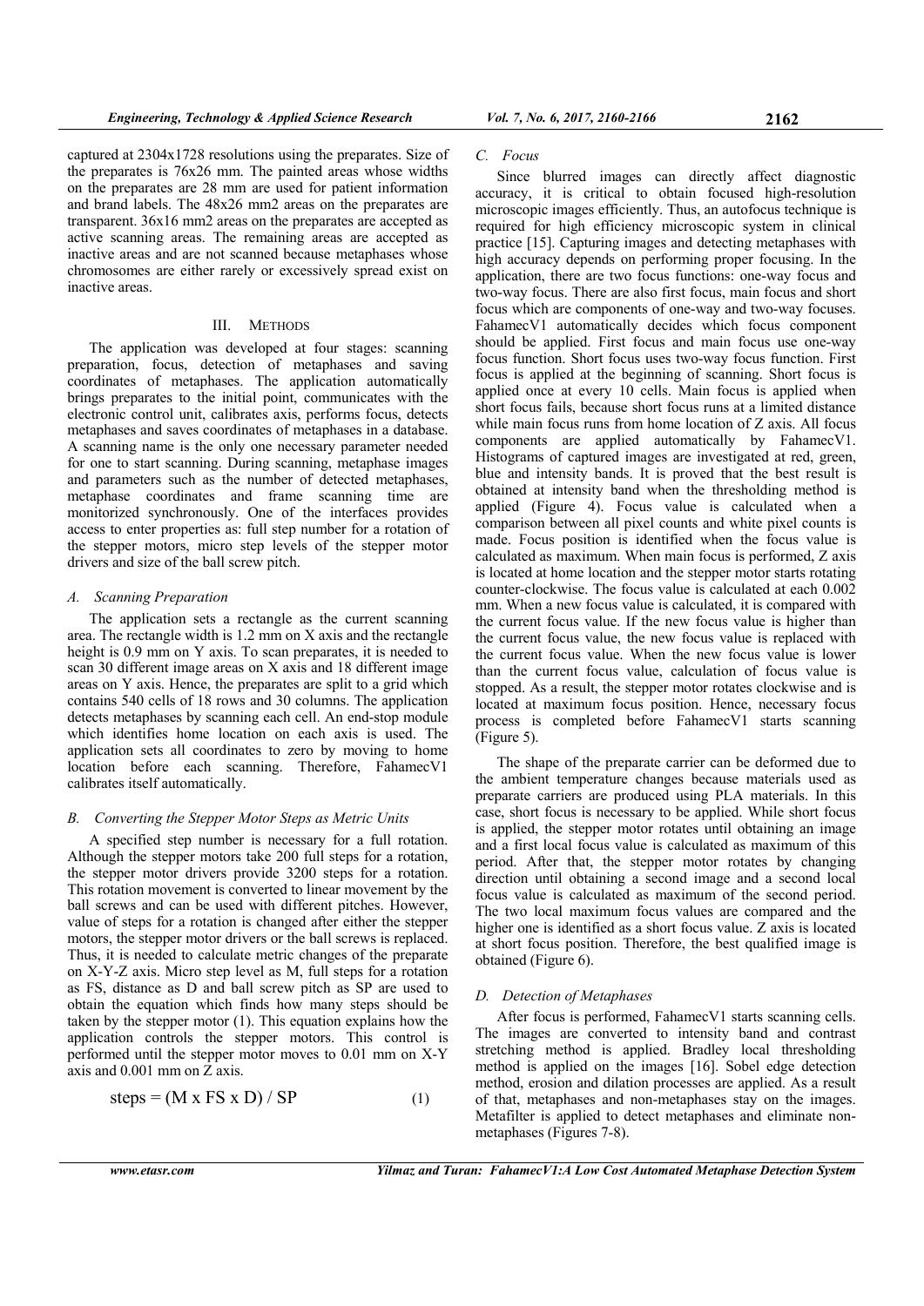captured at 2304x1728 resolutions using the preparates. Size of the preparates is 76x26 mm. The painted areas whose widths on the preparates are 28 mm are used for patient information and brand labels. The 48x26 mm2 areas on the preparates are transparent. 36x16 mm2 areas on the preparates are accepted as active scanning areas. The remaining areas are accepted as inactive areas and are not scanned because metaphases whose chromosomes are either rarely or excessively spread exist on inactive areas.

## III. METHODS

The application was developed at four stages: scanning preparation, focus, detection of metaphases and saving coordinates of metaphases. The application automatically brings preparates to the initial point, communicates with the electronic control unit, calibrates axis, performs focus, detects metaphases and saves coordinates of metaphases in a database. A scanning name is the only one necessary parameter needed for one to start scanning. During scanning, metaphase images and parameters such as the number of detected metaphases, metaphase coordinates and frame scanning time are monitorized synchronously. One of the interfaces provides access to enter properties as: full step number for a rotation of the stepper motors, micro step levels of the stepper motor drivers and size of the ball screw pitch.

### *A. Scanning Preparation*

The application sets a rectangle as the current scanning area. The rectangle width is 1.2 mm on X axis and the rectangle height is 0.9 mm on Y axis. To scan preparates, it is needed to scan 30 different image areas on X axis and 18 different image areas on Y axis. Hence, the preparates are split to a grid which contains 540 cells of 18 rows and 30 columns. The application detects metaphases by scanning each cell. An end-stop module which identifies home location on each axis is used. The application sets all coordinates to zero by moving to home location before each scanning. Therefore, FahamecV1 calibrates itself automatically.

### *B. Converting the Stepper Motor Steps as Metric Units*

A specified step number is necessary for a full rotation. Although the stepper motors take 200 full steps for a rotation, the stepper motor drivers provide 3200 steps for a rotation. This rotation movement is converted to linear movement by the ball screws and can be used with different pitches. However, value of steps for a rotation is changed after either the stepper motors, the stepper motor drivers or the ball screws is replaced. Thus, it is needed to calculate metric changes of the preparate on X-Y-Z axis. Micro step level as M, full steps for a rotation as FS, distance as D and ball screw pitch as SP are used to obtain the equation which finds how many steps should be taken by the stepper motor (1). This equation explains how the application controls the stepper motors. This control is performed until the stepper motor moves to 0.01 mm on X-Y axis and 0.001 mm on Z axis.

$$\text{steps} = (M \times FS \times D) / SP \tag{1}$$

### *C. Focus*

Since blurred images can directly affect diagnostic accuracy, it is critical to obtain focused high-resolution microscopic images efficiently. Thus, an autofocus technique is required for high efficiency microscopic system in clinical practice [15]. Capturing images and detecting metaphases with high accuracy depends on performing proper focusing. In the application, there are two focus functions: one-way focus and two-way focus. There are also first focus, main focus and short focus which are components of one-way and two-way focuses. FahamecV1 automatically decides which focus component should be applied. First focus and main focus use one-way focus function. Short focus uses two-way focus function. First focus is applied at the beginning of scanning. Short focus is applied once at every 10 cells. Main focus is applied when short focus fails, because short focus runs at a limited distance while main focus runs from home location of Z axis. All focus components are applied automatically by FahamecV1. Histograms of captured images are investigated at red, green, blue and intensity bands. It is proved that the best result is obtained at intensity band when the thresholding method is applied (Figure 4). Focus value is calculated when a comparison between all pixel counts and white pixel counts is made. Focus position is identified when the focus value is calculated as maximum. When main focus is performed, Z axis is located at home location and the stepper motor starts rotating counter-clockwise. The focus value is calculated at each 0.002 mm. When a new focus value is calculated, it is compared with the current focus value. If the new focus value is higher than the current focus value, the new focus value is replaced with the current focus value. When the new focus value is lower than the current focus value, calculation of focus value is stopped. As a result, the stepper motor rotates clockwise and is located at maximum focus position. Hence, necessary focus process is completed before FahamecV1 starts scanning (Figure 5).

The shape of the preparate carrier can be deformed due to the ambient temperature changes because materials used as preparate carriers are produced using PLA materials. In this case, short focus is necessary to be applied. While short focus is applied, the stepper motor rotates until obtaining an image and a first local focus value is calculated as maximum of this period. After that, the stepper motor rotates by changing direction until obtaining a second image and a second local focus value is calculated as maximum of the second period. The two local maximum focus values are compared and the higher one is identified as a short focus value. Z axis is located at short focus position. Therefore, the best qualified image is obtained (Figure 6).

### *D. Detection of Metaphases*

After focus is performed, FahamecV1 starts scanning cells. The images are converted to intensity band and contrast stretching method is applied. Bradley local thresholding method is applied on the images [16]. Sobel edge detection method, erosion and dilation processes are applied. As a result of that, metaphases and non-metaphases stay on the images. Metafilter is applied to detect metaphases and eliminate non-metaphases (Figures 7-8).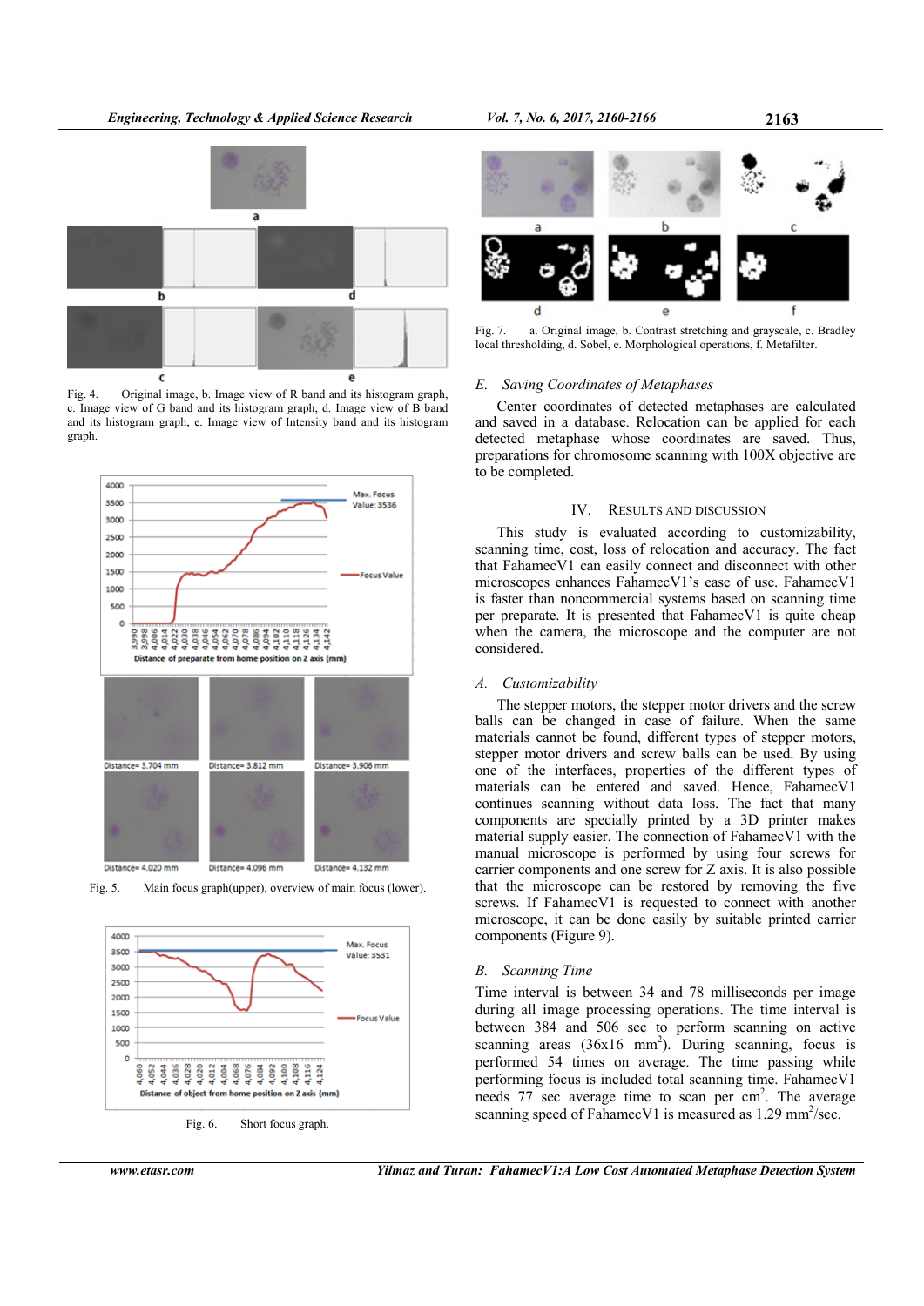Fig. 4. Original image, b. Image view of R band and its histogram graph, c. Image view of G band and its histogram graph, d. Image view of B band and its histogram graph, e. Image view of Intensity band and its histogram graph.

Fig. 5. Main focus graph(upper), overview of main focus (lower).

Fig. 6. Short focus graph.

Fig. 7. a. Original image, b. Contrast stretching and grayscale, c. Bradley local thresholding, d. Sobel, e. Morphological operations, f. Metafilter.

### *E. Saving Coordinates of Metaphases*

Center coordinates of detected metaphases are calculated and saved in a database. Relocation can be applied for each detected metaphase whose coordinates are saved. Thus, preparations for chromosome scanning with 100X objective are to be completed.

## IV. RESULTS AND DISCUSSION

This study is evaluated according to customizability, scanning time, cost, loss of relocation and accuracy. The fact that FahamecV1 can easily connect and disconnect with other microscopes enhances FahamecV1's ease of use. FahamecV1 is faster than noncommercial systems based on scanning time per preparate. It is presented that FahamecV1 is quite cheap when the camera, the microscope and the computer are not considered.

### *A. Customizability*

The stepper motors, the stepper motor drivers and the screw balls can be changed in case of failure. When the same materials cannot be found, different types of stepper motors, stepper motor drivers and screw balls can be used. By using one of the interfaces, properties of the different types of materials can be entered and saved. Hence, FahamecV1 continues scanning without data loss. The fact that many components are specially printed by a 3D printer makes material supply easier. The connection of FahamecV1 with the manual microscope is performed by using four screws for carrier components and one screw for Z axis. It is also possible that the microscope can be restored by removing the five screws. If FahamecV1 is requested to connect with another microscope, it can be done easily by suitable printed carrier components (Figure 9).

### *B. Scanning Time*

Time interval is between 34 and 78 milliseconds per image during all image processing operations. The time interval is between 384 and 506 sec to perform scanning on active scanning areas (36x16 $mm^2$). During scanning, focus is performed 54 times on average. The time passing while performing focus is included total scanning time. FahamecV1 needs 77 sec average time to scan per $cm^2$. The average scanning speed of FahamecV1 is measured as 1.29 $mm^2$/sec.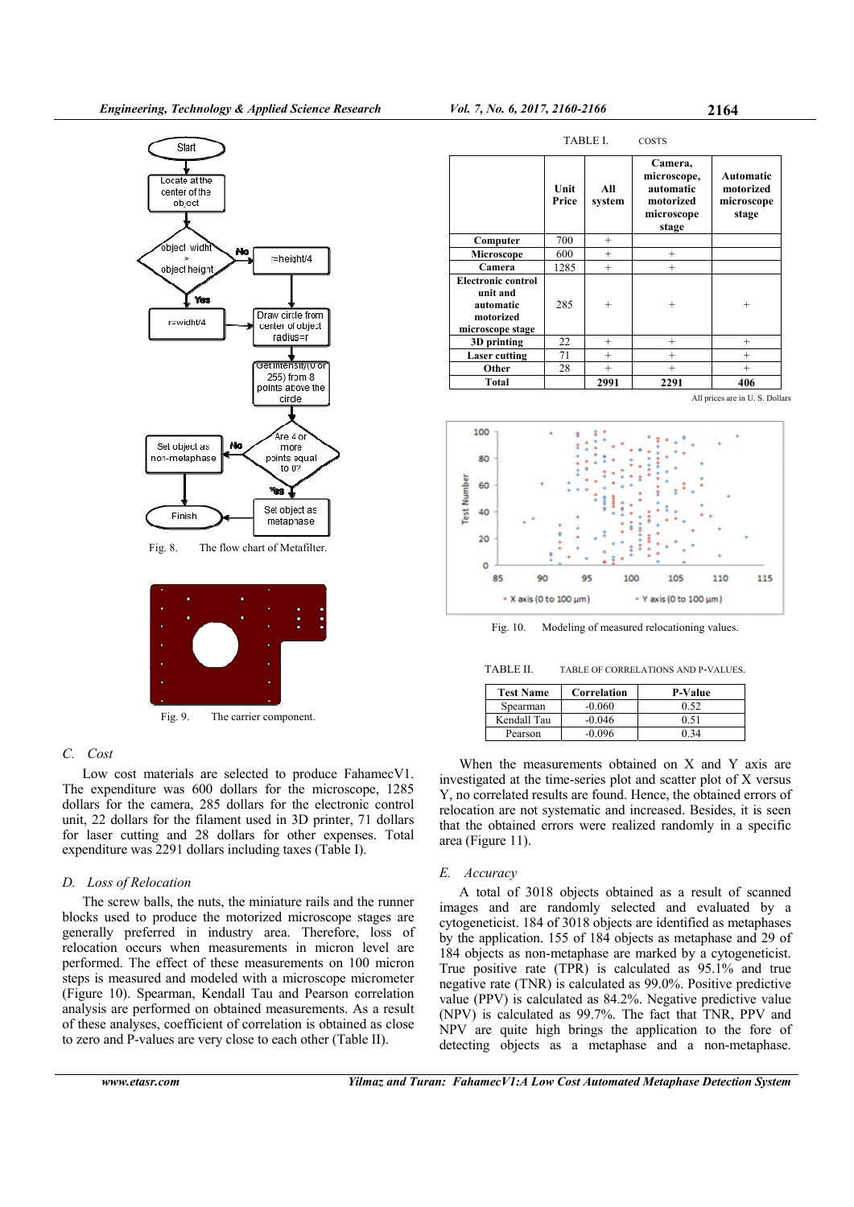Fig. 8. The flow chart of Metafilter.

Fig. 9. The carrier component.

### C. Cost

Low cost materials are selected to produce FahamecV1. The expenditure was 600 dollars for the microscope, 1285 dollars for the camera, 285 dollars for the electronic control unit, 22 dollars for the filament used in 3D printer, 71 dollars for laser cutting and 28 dollars for other expenses. Total expenditure was 2291 dollars including taxes (Table I).

### D. Loss of Relocation

The screw balls, the nuts, the miniature rails and the runner blocks used to produce the motorized microscope stages are generally preferred in industry area. Therefore, loss of relocation occurs when measurements in micron level are performed. The effect of these measurements on 100 micron steps is measured and modeled with a microscope micrometer (Figure 10). Spearman, Kendall Tau and Pearson correlation analysis are performed on obtained measurements. As a result of these analyses, coefficient of correlation is obtained as close to zero and P-values are very close to each other (Table II).

TABLE I. COSTS

| | Unit Price | All system | Camera, microscope, automatic motorized microscope stage | Automatic motorized microscope stage |
|---|---|---|---|---|
| **Computer** | 700 | + | | |
| **Microscope** | 600 | + | + | |
| **Camera** | 1285 | + | + | |
| **Electronic control unit and automatic motorized microscope stage** | 285 | + | + | + |
| **3D printing** | 22 | + | + | + |
| **Laser cutting** | 71 | + | + | + |
| **Other** | 28 | + | + | + |
| **Total** | | **2991** | **2291** | **406** |

All prices are in U. S. Dollars

Fig. 10. Modeling of measured relocationing values.

TABLE II. TABLE OF CORRELATIONS AND P-VALUES.

| Test Name | Correlation | P-Value |
|---|---|---|
| Spearman | -0.060 | 0.52 |
| Kendall Tau | -0.046 | 0.51 |
| Pearson | -0.096 | 0.34 |

When the measurements obtained on X and Y axis are investigated at the time-series plot and scatter plot of X versus Y, no correlated results are found. Hence, the obtained errors of relocation are not systematic and increased. Besides, it is seen that the obtained errors were realized randomly in a specific area (Figure 11).

### E. Accuracy

A total of 3018 objects obtained as a result of scanned images and are randomly selected and evaluated by a cytogeneticist. 184 of 3018 objects are identified as metaphases by the application. 155 of 184 objects as metaphase and 29 of 184 objects as non-metaphase are marked by a cytogeneticist. True positive rate (TPR) is calculated as 95.1% and true negative rate (TNR) is calculated as 99.0%. Positive predictive value (PPV) is calculated as 84.2%. Negative predictive value (NPV) is calculated as 99.7%. The fact that TNR, PPV and NPV are quite high brings the application to the fore of detecting objects as a metaphase and a non-metaphase.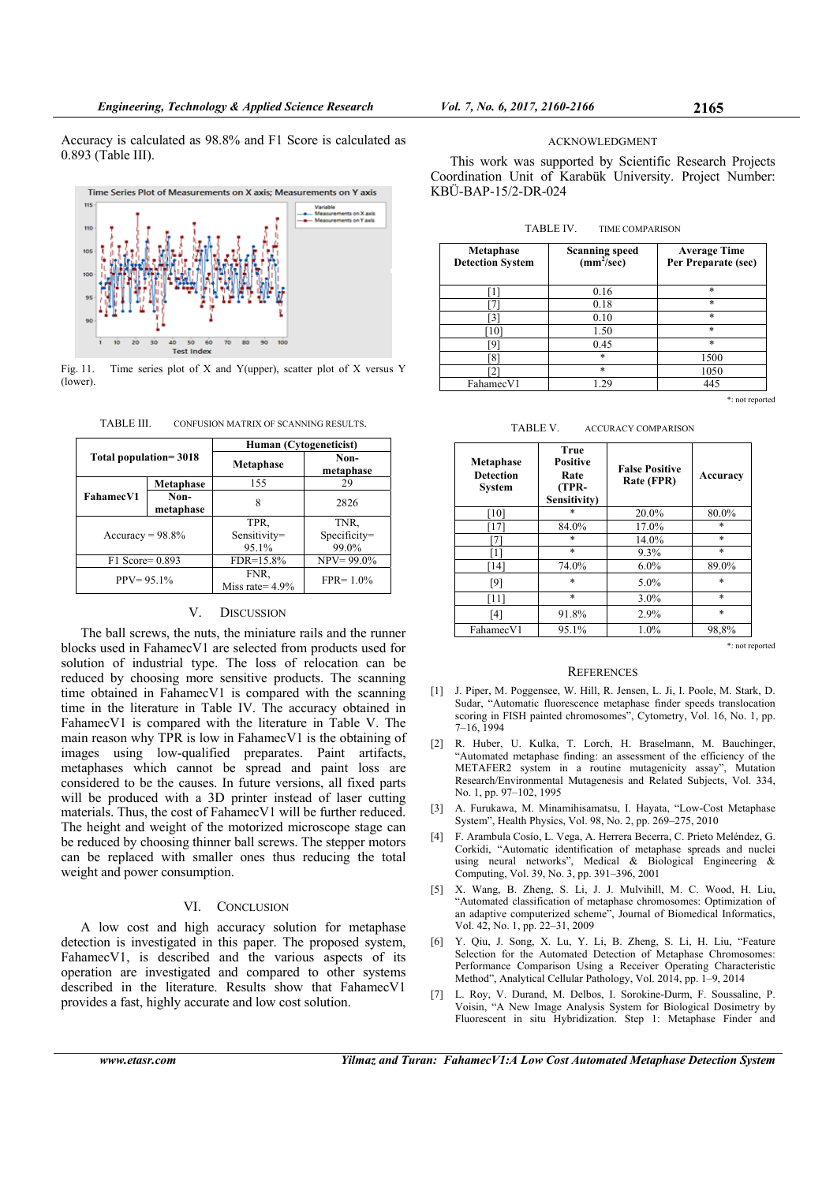Accuracy is calculated as 98.8% and F1 Score is calculated as 0.893 (Table III).

Fig. 11. Time series plot of X and Y(upper), scatter plot of X versus Y (lower).

TABLE III. CONFUSION MATRIX OF SCANNING RESULTS.

| Total population= 3018 | | Human (Cytogeneticist) Metaphase | Human (Cytogeneticist) Non-metaphase |
|---|---|---|---|
| FahamecV1 | Metaphase | 155 | 29 |
| FahamecV1 | Non-metaphase | 8 | 2826 |
| Accuracy = 98.8% | | TPR, Sensitivity= 95.1% | TNR, Specificity= 99.0% |
| F1 Score= 0.893 | | FDR=15.8% | NPV= 99.0% |
| PPV= 95.1% | | FNR, Miss rate= 4.9% | FPR= 1.0% |

## V. DISCUSSION

The ball screws, the nuts, the miniature rails and the runner blocks used in FahamecV1 are selected from products used for solution of industrial type. The loss of relocation can be reduced by choosing more sensitive products. The scanning time obtained in FahamecV1 is compared with the scanning time in the literature in Table IV. The accuracy obtained in FahamecV1 is compared with the literature in Table V. The main reason why TPR is low in FahamecV1 is the obtaining of images using low-qualified preparates. Paint artifacts, metaphases which cannot be spread and paint loss are considered to be the causes. In future versions, all fixed parts will be produced with a 3D printer instead of laser cutting materials. Thus, the cost of FahamecV1 will be further reduced. The height and weight of the motorized microscope stage can be reduced by choosing thinner ball screws. The stepper motors can be replaced with smaller ones thus reducing the total weight and power consumption.

## VI. CONCLUSION

A low cost and high accuracy solution for metaphase detection is investigated in this paper. The proposed system, FahamecV1, is described and the various aspects of its operation are investigated and compared to other systems described in the literature. Results show that FahamecV1 provides a fast, highly accurate and low cost solution.

## ACKNOWLEDGMENT

This work was supported by Scientific Research Projects Coordination Unit of Karabük University. Project Number: KBÜ-BAP-15/2-DR-024

TABLE IV. TIME COMPARISON

| Metaphase Detection System | Scanning speed ($mm^2$/sec) | Average Time Per Preparate (sec) |
|---|---|---|
| [1] | 0.16 | * |
| [7] | 0.18 | * |
| [3] | 0.10 | * |
| [10] | 1.50 | * |
| [9] | 0.45 | * |
| [8] | * | 1500 |
| [2] | * | 1050 |
| FahamecV1 | 1.29 | 445 |

*: not reported

TABLE V. ACCURACY COMPARISON

| Metaphase Detection System | True Positive Rate (TPR-Sensitivity) | False Positive Rate (FPR) | Accuracy |
|---|---|---|---|
| [10] | * | 20.0% | 80.0% |
| [17] | 84.0% | 17.0% | * |
| [7] | * | 14.0% | * |
| [1] | * | 9.3% | * |
| [14] | 74.0% | 6.0% | 89.0% |
| [9] | * | 5.0% | * |
| [11] | * | 3.0% | * |
| [4] | 91.8% | 2.9% | * |
| FahamecV1 | 95.1% | 1.0% | 98,8% |

*: not reported

## REFERENCES

[1] J. Piper, M. Poggensee, W. Hill, R. Jensen, L. Ji, I. Poole, M. Stark, D. Sudar, "Automatic fluorescence metaphase finder speeds translocation scoring in FISH painted chromosomes", Cytometry, Vol. 16, No. 1, pp. 7–16, 1994

[2] R. Huber, U. Kulka, T. Lorch, H. Braselmann, M. Bauchinger, "Automated metaphase finding: an assessment of the efficiency of the METAFER2 system in a routine mutagenicity assay", Mutation Research/Environmental Mutagenesis and Related Subjects, Vol. 334, No. 1, pp. 97–102, 1995

[3] A. Furukawa, M. Minamihisamatsu, I. Hayata, "Low-Cost Metaphase System", Health Physics, Vol. 98, No. 2, pp. 269–275, 2010

[4] F. Arambula Cosío, L. Vega, A. Herrera Becerra, C. Prieto Meléndez, G. Corkidi, "Automatic identification of metaphase spreads and nuclei using neural networks", Medical & Biological Engineering & Computing, Vol. 39, No. 3, pp. 391–396, 2001

[5] X. Wang, B. Zheng, S. Li, J. J. Mulvihill, M. C. Wood, H. Liu, "Automated classification of metaphase chromosomes: Optimization of an adaptive computerized scheme", Journal of Biomedical Informatics, Vol. 42, No. 1, pp. 22–31, 2009

[6] Y. Qiu, J. Song, X. Lu, Y. Li, B. Zheng, S. Li, H. Liu, "Feature Selection for the Automated Detection of Metaphase Chromosomes: Performance Comparison Using a Receiver Operating Characteristic Method", Analytical Cellular Pathology, Vol. 2014, pp. 1–9, 2014

[7] L. Roy, V. Durand, M. Delbos, I. Sorokine-Durm, F. Soussaline, P. Voisin, "A New Image Analysis System for Biological Dosimetry by Fluorescent in situ Hybridization. Step 1: Metaphase Finder and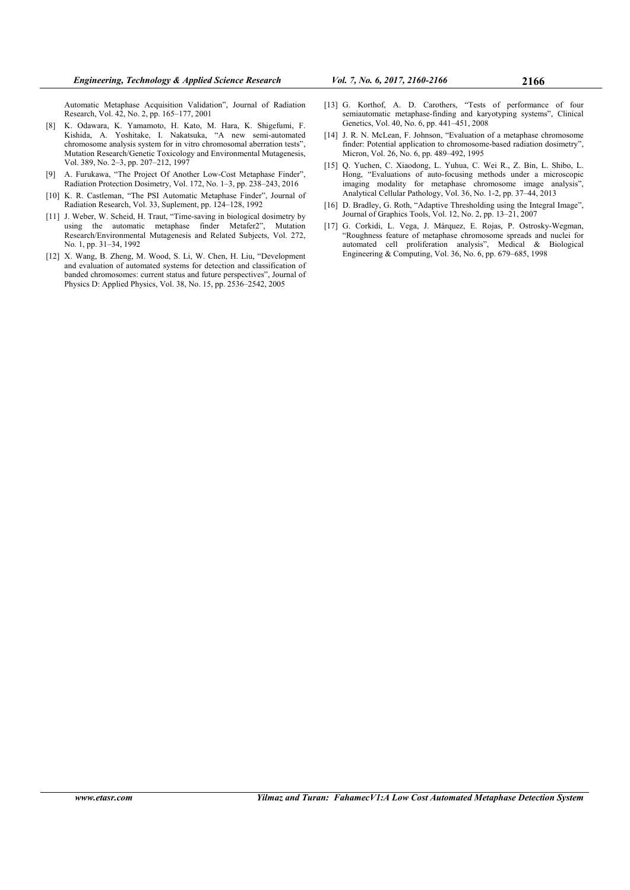Automatic Metaphase Acquisition Validation", Journal of Radiation Research, Vol. 42, No. 2, pp. 165–177, 2001

[8] K. Odawara, K. Yamamoto, H. Kato, M. Hara, K. Shigefumi, F. Kishida, A. Yoshitake, I. Nakatsuka, "A new semi-automated chromosome analysis system for in vitro chromosomal aberration tests", Mutation Research/Genetic Toxicology and Environmental Mutagenesis, Vol. 389, No. 2–3, pp. 207–212, 1997

[9] A. Furukawa, "The Project Of Another Low-Cost Metaphase Finder", Radiation Protection Dosimetry, Vol. 172, No. 1–3, pp. 238–243, 2016

[10] K. R. Castleman, "The PSI Automatic Metaphase Finder", Journal of Radiation Research, Vol. 33, Suplement, pp. 124–128, 1992

[11] J. Weber, W. Scheid, H. Traut, "Time-saving in biological dosimetry by using the automatic metaphase finder Metafer2", Mutation Research/Environmental Mutagenesis and Related Subjects, Vol. 272, No. 1, pp. 31–34, 1992

[12] X. Wang, B. Zheng, M. Wood, S. Li, W. Chen, H. Liu, "Development and evaluation of automated systems for detection and classification of banded chromosomes: current status and future perspectives", Journal of Physics D: Applied Physics, Vol. 38, No. 15, pp. 2536–2542, 2005

[13] G. Korthof, A. D. Carothers, "Tests of performance of four semiautomatic metaphase-finding and karyotyping systems", Clinical Genetics, Vol. 40, No. 6, pp. 441–451, 2008

[14] J. R. N. McLean, F. Johnson, "Evaluation of a metaphase chromosome finder: Potential application to chromosome-based radiation dosimetry", Micron, Vol. 26, No. 6, pp. 489–492, 1995

[15] Q. Yuchen, C. Xiaodong, L. Yuhua, C. Wei R., Z. Bin, L. Shibo, L. Hong, "Evaluations of auto-focusing methods under a microscopic imaging modality for metaphase chromosome image analysis", Analytical Cellular Pathology, Vol. 36, No. 1-2, pp. 37–44, 2013

[16] D. Bradley, G. Roth, "Adaptive Thresholding using the Integral Image", Journal of Graphics Tools, Vol. 12, No. 2, pp. 13–21, 2007

[17] G. Corkidi, L. Vega, J. Márquez, E. Rojas, P. Ostrosky-Wegman, "Roughness feature of metaphase chromosome spreads and nuclei for automated cell proliferation analysis", Medical & Biological Engineering & Computing, Vol. 36, No. 6, pp. 679–685, 1998